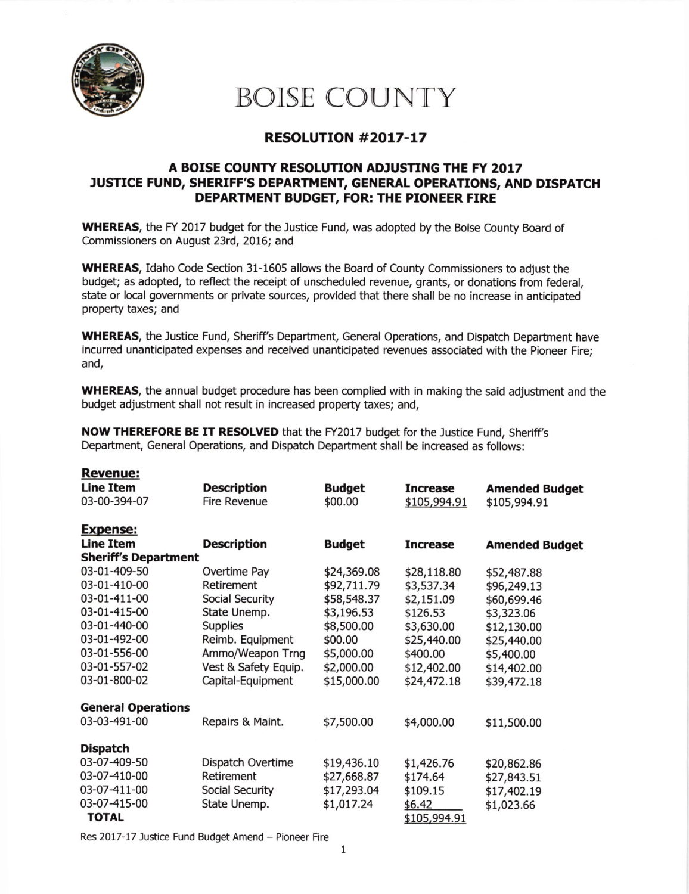# BOISE COUNTY

## RESOLUTION #2017-17

### A BOISE COUNTY RESOLUTION ADJUSTING THE FY 2017 JUSTICE FUND, SHERIFF'S DEPARTMENT, GENERAL OPERATIONS, AND DISPATCH DEPARTMENT BUDGET, FOR: THE PIONEER FIRE

**WHEREAS**, the FY 2017 budget for the Justice Fund, was adopted by the Boise County Board of Commissioners on August 23rd, 2016; and

**WHEREAS**, Idaho Code Section 31-1605 allows the Board of County Commissioners to adjust the budget; as adopted, to reflect the receipt of unscheduled revenue, grants, or donations from federal, state or local governments or private sources, provided that there shall be no increase in anticipated property taxes; and

**WHEREAS**, the Justice Fund, Sheriff's Department, General Operations, and Dispatch Department have incurred unanticipated expenses and received unanticipated revenues associated with the Pioneer Fire; and,

**WHEREAS**, the annual budget procedure has been complied with in making the said adjustment and the budget adjustment shall not result in increased property taxes; and,

**NOW THEREFORE BE IT RESOLVED** that the FY2017 budget for the Justice Fund, Sheriff's Department, General Operations, and Dispatch Department shall be increased as follows:

**Revenue:**

| Line Item | Description | Budget | Increase | Amended Budget |
|---|---|---|---|---|
| 03-00-394-07 | Fire Revenue | $00.00 | $105,994.91 | $105,994.91 |

**Expense:**

| Line Item | Description | Budget | Increase | Amended Budget |
|---|---|---|---|---|
| **Sheriff's Department** | | | | |
| 03-01-409-50 | Overtime Pay | $24,369.08 | $28,118.80 | $52,487.88 |
| 03-01-410-00 | Retirement | $92,711.79 | $3,537.34 | $96,249.13 |
| 03-01-411-00 | Social Security | $58,548.37 | $2,151.09 | $60,699.46 |
| 03-01-415-00 | State Unemp. | $3,196.53 | $126.53 | $3,323.06 |
| 03-01-440-00 | Supplies | $8,500.00 | $3,630.00 | $12,130.00 |
| 03-01-492-00 | Reimb. Equipment | $00.00 | $25,440.00 | $25,440.00 |
| 03-01-556-00 | Ammo/Weapon Trng | $5,000.00 | $400.00 | $5,400.00 |
| 03-01-557-02 | Vest & Safety Equip. | $2,000.00 | $12,402.00 | $14,402.00 |
| 03-01-800-02 | Capital-Equipment | $15,000.00 | $24,472.18 | $39,472.18 |
| **General Operations** | | | | |
| 03-03-491-00 | Repairs & Maint. | $7,500.00 | $4,000.00 | $11,500.00 |
| **Dispatch** | | | | |
| 03-07-409-50 | Dispatch Overtime | $19,436.10 | $1,426.76 | $20,862.86 |
| 03-07-410-00 | Retirement | $27,668.87 | $174.64 | $27,843.51 |
| 03-07-411-00 | Social Security | $17,293.04 | $109.15 | $17,402.19 |
| 03-07-415-00 | State Unemp. | $1,017.24 | $6.42 | $1,023.66 |
| **TOTAL** | | | $105,994.91 | |

Res 2017-17 Justice Fund Budget Amend – Pioneer Fire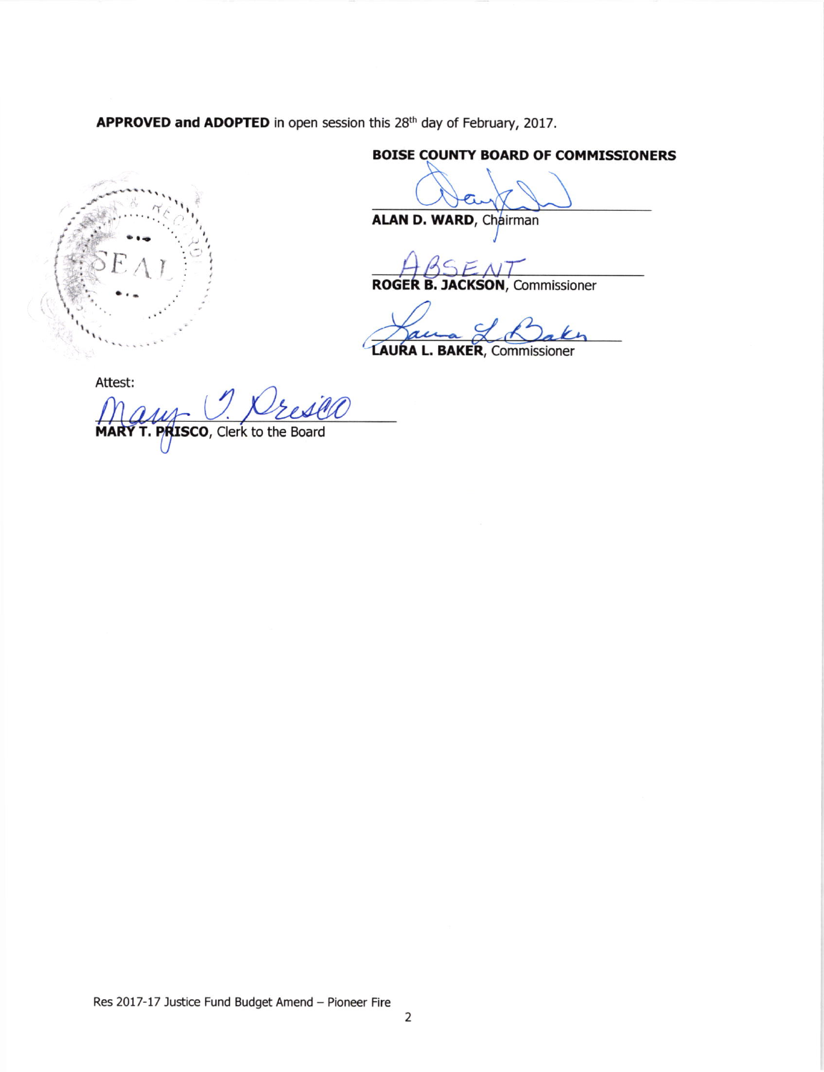**APPROVED and ADOPTED** in open session this 28th day of February, 2017.

**BOISE COUNTY BOARD OF COMMISSIONERS**

**ALAN D. WARD**, Chairman

ABSENT
**ROGER B. JACKSON**, Commissioner

**LAURA L. BAKER**, Commissioner

SEAL

Attest:

**MARY T. PRISCO**, Clerk to the Board

Res 2017-17 Justice Fund Budget Amend – Pioneer Fire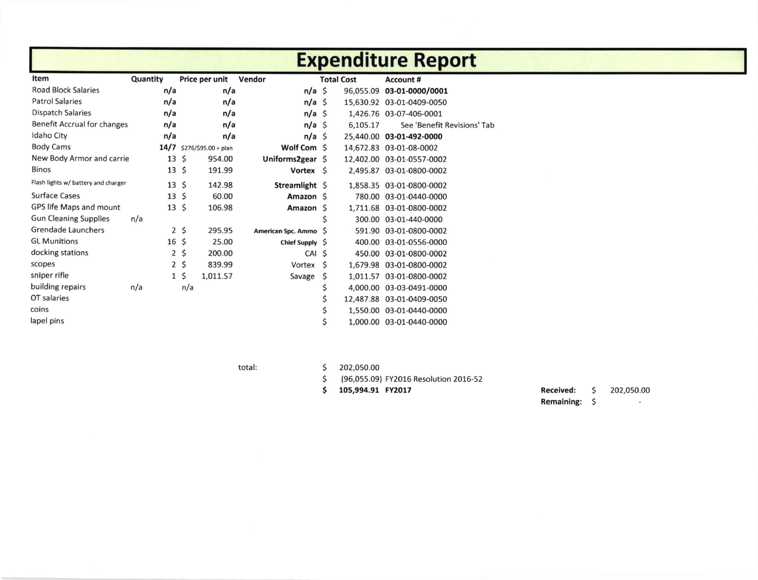# Expenditure Report

| Item | Quantity | Price per unit | Vendor | Total Cost | Account # |
|---|---|---|---|---|---|
| Road Block Salaries | n/a | n/a | n/a | $ 96,055.09 | **03-01-0000/0001** |
| Patrol Salaries | n/a | n/a | n/a | $ 15,630.92 | 03-01-0409-0050 |
| Dispatch Salaries | n/a | n/a | n/a | $ 1,426.76 | 03-07-406-0001 |
| Benefit Accrual for changes | n/a | n/a | n/a | $ 6,105.17 | See 'Benefit Revisions' Tab |
| Idaho City | n/a | n/a | n/a | $ 25,440.00 | **03-01-492-0000** |
| Body Cams | **14/7** | $276/$95.00 + plan | **Wolf Com** | $ 14,672.83 | 03-01-08-0002 |
| New Body Armor and carrie | 13 | $ 954.00 | **Uniforms2gear** | $ 12,402.00 | 03-01-0557-0002 |
| Binos | 13 | $ 191.99 | **Vortex** | $ 2,495.87 | 03-01-0800-0002 |
| Flash lights w/ battery and charger | 13 | $ 142.98 | **Streamlight** | $ 1,858.35 | 03-01-0800-0002 |
| Surface Cases | 13 | $ 60.00 | **Amazon** | $ 780.00 | 03-01-0440-0000 |
| GPS life Maps and mount | 13 | $ 106.98 | **Amazon** | $ 1,711.68 | 03-01-0800-0002 |
| Gun Cleaning Supplies | n/a | | | $ 300.00 | 03-01-440-0000 |
| Grendade Launchers | 2 | $ 295.95 | **American Spc. Ammo** | $ 591.90 | 03-01-0800-0002 |
| GL Munitions | 16 | $ 25.00 | **Chief Supply** | $ 400.00 | 03-01-0556-0000 |
| docking stations | 2 | $ 200.00 | CAI | $ 450.00 | 03-01-0800-0002 |
| scopes | 2 | $ 839.99 | Vortex | $ 1,679.98 | 03-01-0800-0002 |
| sniper rifle | 1 | $ 1,011.57 | Savage | $ 1,011.57 | 03-01-0800-0002 |
| building repairs | n/a | n/a | | $ 4,000.00 | 03-03-0491-0000 |
| OT salaries | | | | $ 12,487.88 | 03-01-0409-0050 |
| coins | | | | $ 1,550.00 | 03-01-0440-0000 |
| lapel pins | | | | $ 1,000.00 | 03-01-0440-0000 |

| | | |
|---|---|---|
| total: | $ 202,050.00 | |
| | $ (96,055.09) | FY2016 Resolution 2016-52 |
| | **$ 105,994.91** | **FY2017** |

**Received:** $ 202,050.00

**Remaining:** $ -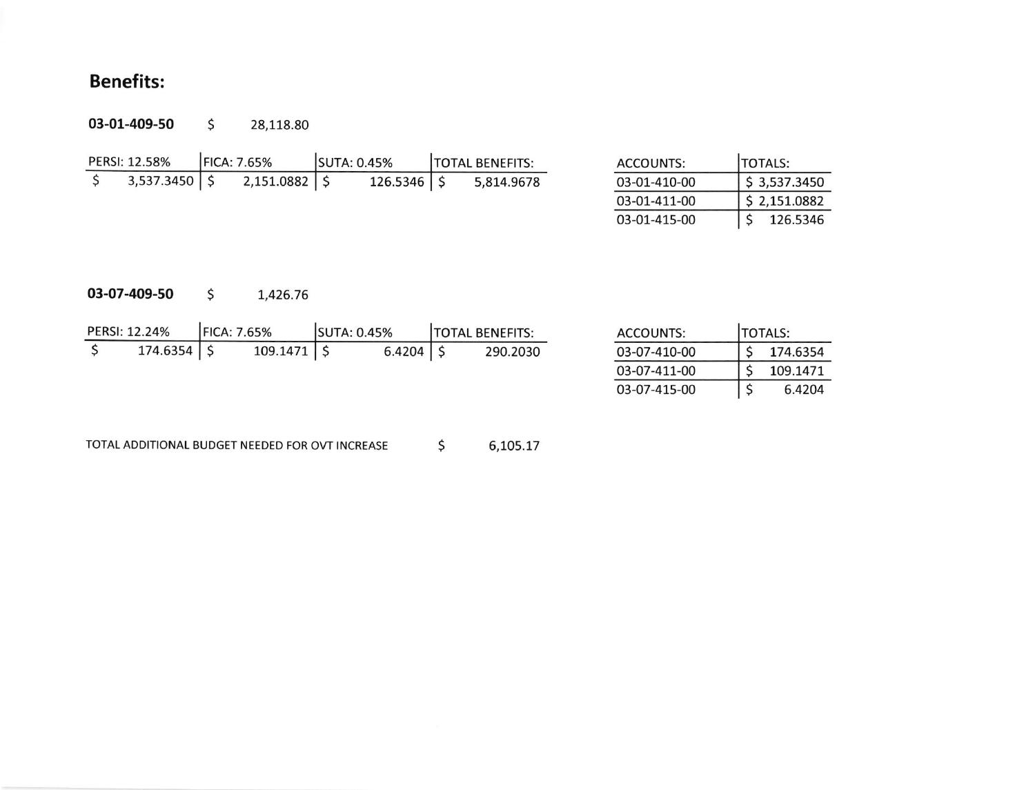## Benefits:

**03-01-409-50** $ 28,118.80

| PERSI: 12.58% | FICA: 7.65% | SUTA: 0.45% | TOTAL BENEFITS: |
|---|---|---|---|
| $ 3,537.3450 | $ 2,151.0882 | $ 126.5346 | $ 5,814.9678 |

| ACCOUNTS: | TOTALS: |
|---|---|
| 03-01-410-00 | $ 3,537.3450 |
| 03-01-411-00 | $ 2,151.0882 |
| 03-01-415-00 | $ 126.5346 |

**03-07-409-50** $ 1,426.76

| PERSI: 12.24% | FICA: 7.65% | SUTA: 0.45% | TOTAL BENEFITS: |
|---|---|---|---|
| $ 174.6354 | $ 109.1471 | $ 6.4204 | $ 290.2030 |

| ACCOUNTS: | TOTALS: |
|---|---|
| 03-07-410-00 | $ 174.6354 |
| 03-07-411-00 | $ 109.1471 |
| 03-07-415-00 | $ 6.4204 |

TOTAL ADDITIONAL BUDGET NEEDED FOR OVT INCREASE $ 6,105.17